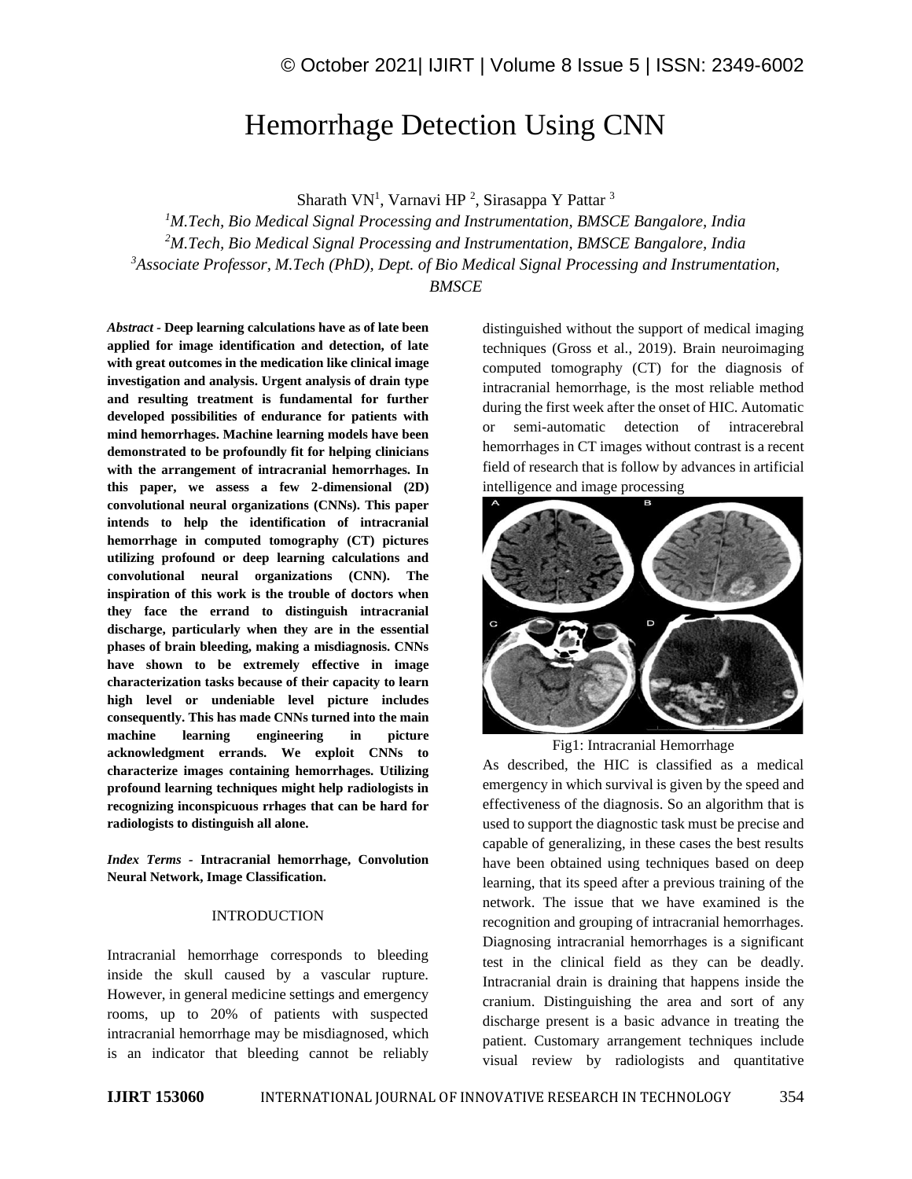# Hemorrhage Detection Using CNN

Sharath VN[1], Varnavi HP [2], Sirasappa Y Pattar [3]

[1]*M.Tech, Bio Medical Signal Processing and Instrumentation, BMSCE Bangalore, India*
[2]*M.Tech, Bio Medical Signal Processing and Instrumentation, BMSCE Bangalore, India*
[3]*Associate Professor, M.Tech (PhD), Dept. of Bio Medical Signal Processing and Instrumentation, BMSCE*

***Abstract* - Deep learning calculations have as of late been applied for image identification and detection, of late with great outcomes in the medication like clinical image investigation and analysis. Urgent analysis of drain type and resulting treatment is fundamental for further developed possibilities of endurance for patients with mind hemorrhages. Machine learning models have been demonstrated to be profoundly fit for helping clinicians with the arrangement of intracranial hemorrhages. In this paper, we assess a few 2-dimensional (2D) convolutional neural organizations (CNNs). This paper intends to help the identification of intracranial hemorrhage in computed tomography (CT) pictures utilizing profound or deep learning calculations and convolutional neural organizations (CNN). The inspiration of this work is the trouble of doctors when they face the errand to distinguish intracranial discharge, particularly when they are in the essential phases of brain bleeding, making a misdiagnosis. CNNs have shown to be extremely effective in image characterization tasks because of their capacity to learn high level or undeniable level picture includes consequently. This has made CNNs turned into the main machine learning engineering in picture acknowledgment errands. We exploit CNNs to characterize images containing hemorrhages. Utilizing profound learning techniques might help radiologists in recognizing inconspicuous rrhages that can be hard for radiologists to distinguish all alone.**

***Index Terms* - Intracranial hemorrhage, Convolution Neural Network, Image Classification.**

## INTRODUCTION

Intracranial hemorrhage corresponds to bleeding inside the skull caused by a vascular rupture. However, in general medicine settings and emergency rooms, up to 20% of patients with suspected intracranial hemorrhage may be misdiagnosed, which is an indicator that bleeding cannot be reliably distinguished without the support of medical imaging techniques (Gross et al., 2019). Brain neuroimaging computed tomography (CT) for the diagnosis of intracranial hemorrhage, is the most reliable method during the first week after the onset of HIC. Automatic or semi-automatic detection of intracerebral hemorrhages in CT images without contrast is a recent field of research that is follow by advances in artificial intelligence and image processing

Fig1: Intracranial Hemorrhage

As described, the HIC is classified as a medical emergency in which survival is given by the speed and effectiveness of the diagnosis. So an algorithm that is used to support the diagnostic task must be precise and capable of generalizing, in these cases the best results have been obtained using techniques based on deep learning, that its speed after a previous training of the network. The issue that we have examined is the recognition and grouping of intracranial hemorrhages. Diagnosing intracranial hemorrhages is a significant test in the clinical field as they can be deadly. Intracranial drain is draining that happens inside the cranium. Distinguishing the area and sort of any discharge present is a basic advance in treating the patient. Customary arrangement techniques include visual review by radiologists and quantitative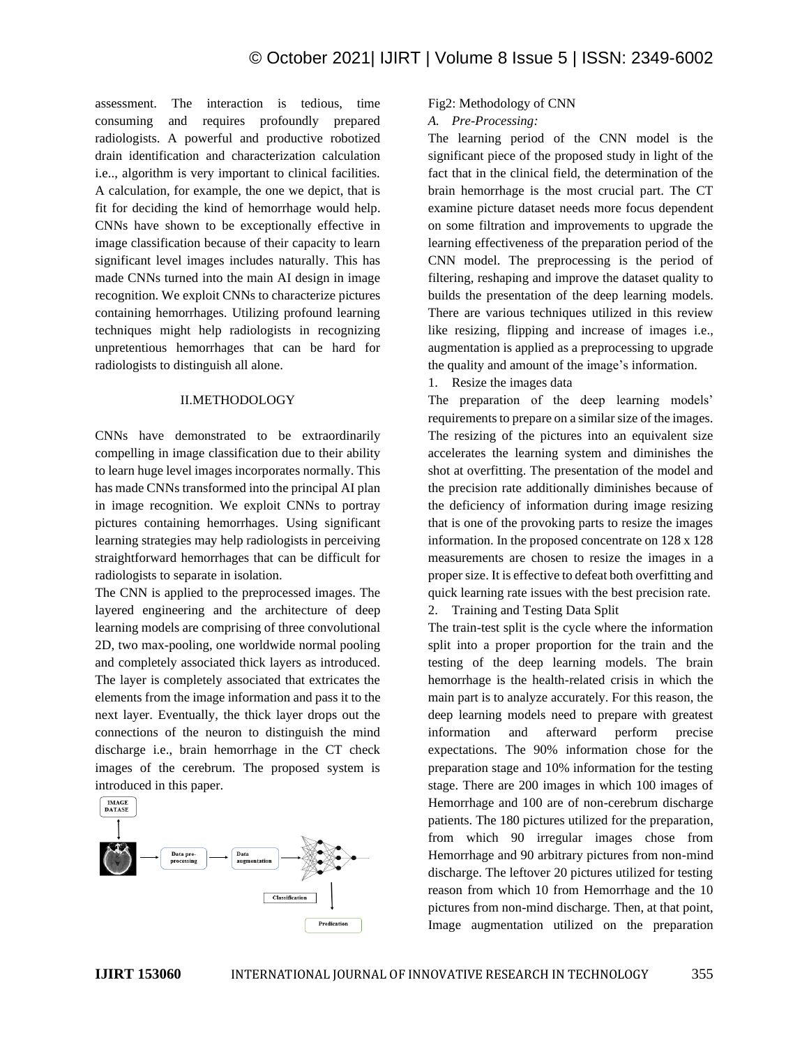assessment. The interaction is tedious, time consuming and requires profoundly prepared radiologists. A powerful and productive robotized drain identification and characterization calculation i.e.., algorithm is very important to clinical facilities. A calculation, for example, the one we depict, that is fit for deciding the kind of hemorrhage would help. CNNs have shown to be exceptionally effective in image classification because of their capacity to learn significant level images includes naturally. This has made CNNs turned into the main AI design in image recognition. We exploit CNNs to characterize pictures containing hemorrhages. Utilizing profound learning techniques might help radiologists in recognizing unpretentious hemorrhages that can be hard for radiologists to distinguish all alone.

## II.METHODOLOGY

CNNs have demonstrated to be extraordinarily compelling in image classification due to their ability to learn huge level images incorporates normally. This has made CNNs transformed into the principal AI plan in image recognition. We exploit CNNs to portray pictures containing hemorrhages. Using significant learning strategies may help radiologists in perceiving straightforward hemorrhages that can be difficult for radiologists to separate in isolation.

The CNN is applied to the preprocessed images. The layered engineering and the architecture of deep learning models are comprising of three convolutional 2D, two max-pooling, one worldwide normal pooling and completely associated thick layers as introduced. The layer is completely associated that extricates the elements from the image information and pass it to the next layer. Eventually, the thick layer drops out the connections of the neuron to distinguish the mind discharge i.e., brain hemorrhage in the CT check images of the cerebrum. The proposed system is introduced in this paper.

IMAGE DATASE → Data pre-processing → Data augmentation → Classification → Predication

Fig2: Methodology of CNN

### *A. Pre-Processing:*

The learning period of the CNN model is the significant piece of the proposed study in light of the fact that in the clinical field, the determination of the brain hemorrhage is the most crucial part. The CT examine picture dataset needs more focus dependent on some filtration and improvements to upgrade the learning effectiveness of the preparation period of the CNN model. The preprocessing is the period of filtering, reshaping and improve the dataset quality to builds the presentation of the deep learning models. There are various techniques utilized in this review like resizing, flipping and increase of images i.e., augmentation is applied as a preprocessing to upgrade the quality and amount of the image's information.

1. Resize the images data

The preparation of the deep learning models' requirements to prepare on a similar size of the images. The resizing of the pictures into an equivalent size accelerates the learning system and diminishes the shot at overfitting. The presentation of the model and the precision rate additionally diminishes because of the deficiency of information during image resizing that is one of the provoking parts to resize the images information. In the proposed concentrate on 128 x 128 measurements are chosen to resize the images in a proper size. It is effective to defeat both overfitting and quick learning rate issues with the best precision rate.

2. Training and Testing Data Split

The train-test split is the cycle where the information split into a proper proportion for the train and the testing of the deep learning models. The brain hemorrhage is the health-related crisis in which the main part is to analyze accurately. For this reason, the deep learning models need to prepare with greatest information and afterward perform precise expectations. The 90% information chose for the preparation stage and 10% information for the testing stage. There are 200 images in which 100 images of Hemorrhage and 100 are of non-cerebrum discharge patients. The 180 pictures utilized for the preparation, from which 90 irregular images chose from Hemorrhage and 90 arbitrary pictures from non-mind discharge. The leftover 20 pictures utilized for testing reason from which 10 from Hemorrhage and the 10 pictures from non-mind discharge. Then, at that point, Image augmentation utilized on the preparation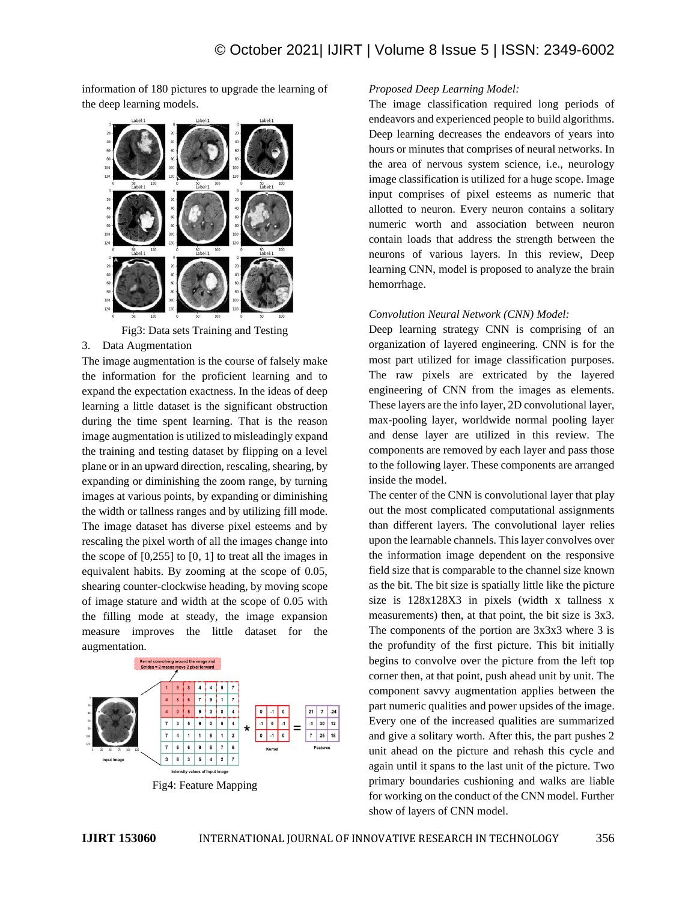information of 180 pictures to upgrade the learning of the deep learning models.

Fig3: Data sets Training and Testing

3. Data Augmentation

The image augmentation is the course of falsely make the information for the proficient learning and to expand the expectation exactness. In the ideas of deep learning a little dataset is the significant obstruction during the time spent learning. That is the reason image augmentation is utilized to misleadingly expand the training and testing dataset by flipping on a level plane or in an upward direction, rescaling, shearing, by expanding or diminishing the zoom range, by turning images at various points, by expanding or diminishing the width or tallness ranges and by utilizing fill mode. The image dataset has diverse pixel esteems and by rescaling the pixel worth of all the images change into the scope of [0,255] to [0, 1] to treat all the images in equivalent habits. By zooming at the scope of 0.05, shearing counter-clockwise heading, by moving scope of image stature and width at the scope of 0.05 with the filling mode at steady, the image expansion measure improves the little dataset for the augmentation.

Fig4: Feature Mapping

*Proposed Deep Learning Model:*

The image classification required long periods of endeavors and experienced people to build algorithms. Deep learning decreases the endeavors of years into hours or minutes that comprises of neural networks. In the area of nervous system science, i.e., neurology image classification is utilized for a huge scope. Image input comprises of pixel esteems as numeric that allotted to neuron. Every neuron contains a solitary numeric worth and association between neuron contain loads that address the strength between the neurons of various layers. In this review, Deep learning CNN, model is proposed to analyze the brain hemorrhage.

*Convolution Neural Network (CNN) Model:*

Deep learning strategy CNN is comprising of an organization of layered engineering. CNN is for the most part utilized for image classification purposes. The raw pixels are extricated by the layered engineering of CNN from the images as elements. These layers are the info layer, 2D convolutional layer, max-pooling layer, worldwide normal pooling layer and dense layer are utilized in this review. The components are removed by each layer and pass those to the following layer. These components are arranged inside the model.

The center of the CNN is convolutional layer that play out the most complicated computational assignments than different layers. The convolutional layer relies upon the learnable channels. This layer convolves over the information image dependent on the responsive field size that is comparable to the channel size known as the bit. The bit size is spatially little like the picture size is 128x128X3 in pixels (width x tallness x measurements) then, at that point, the bit size is 3x3. The components of the portion are 3x3x3 where 3 is the profundity of the first picture. This bit initially begins to convolve over the picture from the left top corner then, at that point, push ahead unit by unit. The component savvy augmentation applies between the part numeric qualities and power upsides of the image. Every one of the increased qualities are summarized and give a solitary worth. After this, the part pushes 2 unit ahead on the picture and rehash this cycle and again until it spans to the last unit of the picture. Two primary boundaries cushioning and walks are liable for working on the conduct of the CNN model. Further show of layers of CNN model.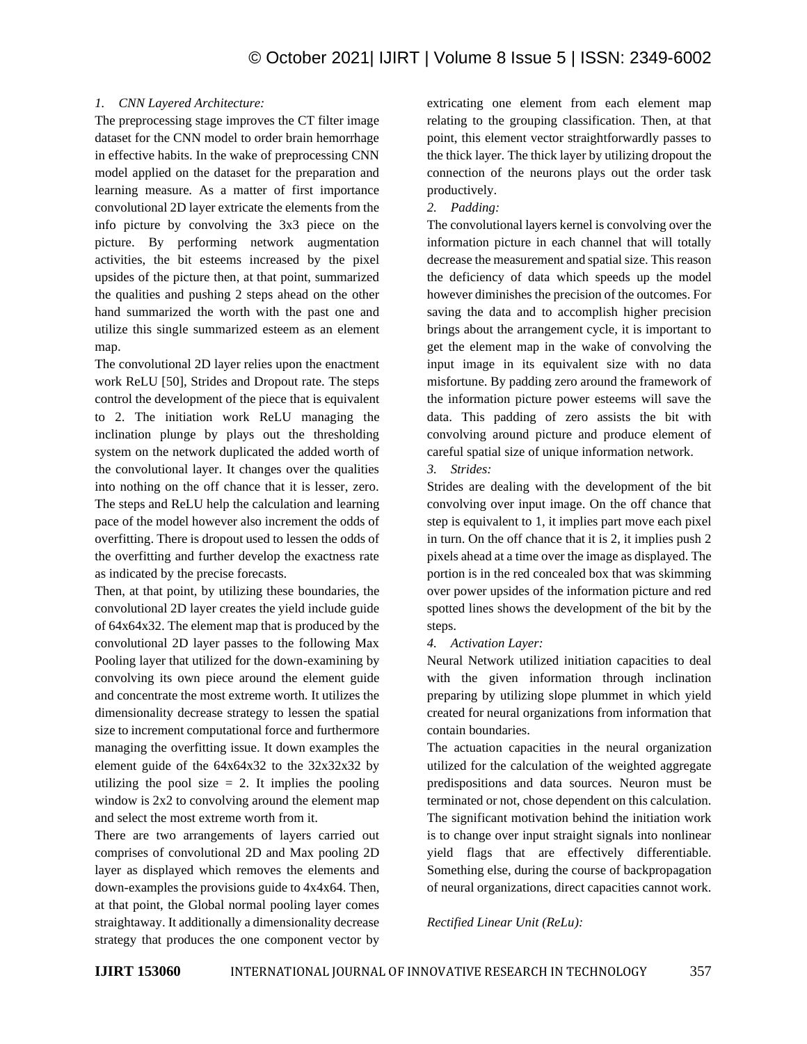*1. CNN Layered Architecture:*

The preprocessing stage improves the CT filter image dataset for the CNN model to order brain hemorrhage in effective habits. In the wake of preprocessing CNN model applied on the dataset for the preparation and learning measure. As a matter of first importance convolutional 2D layer extricate the elements from the info picture by convolving the 3x3 piece on the picture. By performing network augmentation activities, the bit esteems increased by the pixel upsides of the picture then, at that point, summarized the qualities and pushing 2 steps ahead on the other hand summarized the worth with the past one and utilize this single summarized esteem as an element map.

The convolutional 2D layer relies upon the enactment work ReLU [50], Strides and Dropout rate. The steps control the development of the piece that is equivalent to 2. The initiation work ReLU managing the inclination plunge by plays out the thresholding system on the network duplicated the added worth of the convolutional layer. It changes over the qualities into nothing on the off chance that it is lesser, zero. The steps and ReLU help the calculation and learning pace of the model however also increment the odds of overfitting. There is dropout used to lessen the odds of the overfitting and further develop the exactness rate as indicated by the precise forecasts.

Then, at that point, by utilizing these boundaries, the convolutional 2D layer creates the yield include guide of 64x64x32. The element map that is produced by the convolutional 2D layer passes to the following Max Pooling layer that utilized for the down-examining by convolving its own piece around the element guide and concentrate the most extreme worth. It utilizes the dimensionality decrease strategy to lessen the spatial size to increment computational force and furthermore managing the overfitting issue. It down examples the element guide of the 64x64x32 to the 32x32x32 by utilizing the pool size = 2. It implies the pooling window is 2x2 to convolving around the element map and select the most extreme worth from it.

There are two arrangements of layers carried out comprises of convolutional 2D and Max pooling 2D layer as displayed which removes the elements and down-examples the provisions guide to 4x4x64. Then, at that point, the Global normal pooling layer comes straightaway. It additionally a dimensionality decrease strategy that produces the one component vector by extricating one element from each element map relating to the grouping classification. Then, at that point, this element vector straightforwardly passes to the thick layer. The thick layer by utilizing dropout the connection of the neurons plays out the order task productively.

*2. Padding:*

The convolutional layers kernel is convolving over the information picture in each channel that will totally decrease the measurement and spatial size. This reason the deficiency of data which speeds up the model however diminishes the precision of the outcomes. For saving the data and to accomplish higher precision brings about the arrangement cycle, it is important to get the element map in the wake of convolving the input image in its equivalent size with no data misfortune. By padding zero around the framework of the information picture power esteems will save the data. This padding of zero assists the bit with convolving around picture and produce element of careful spatial size of unique information network.

*3. Strides:*

Strides are dealing with the development of the bit convolving over input image. On the off chance that step is equivalent to 1, it implies part move each pixel in turn. On the off chance that it is 2, it implies push 2 pixels ahead at a time over the image as displayed. The portion is in the red concealed box that was skimming over power upsides of the information picture and red spotted lines shows the development of the bit by the steps.

*4. Activation Layer:*

Neural Network utilized initiation capacities to deal with the given information through inclination preparing by utilizing slope plummet in which yield created for neural organizations from information that contain boundaries.

The actuation capacities in the neural organization utilized for the calculation of the weighted aggregate predispositions and data sources. Neuron must be terminated or not, chose dependent on this calculation. The significant motivation behind the initiation work is to change over input straight signals into nonlinear yield flags that are effectively differentiable. Something else, during the course of backpropagation of neural organizations, direct capacities cannot work.

*Rectified Linear Unit (ReLu):*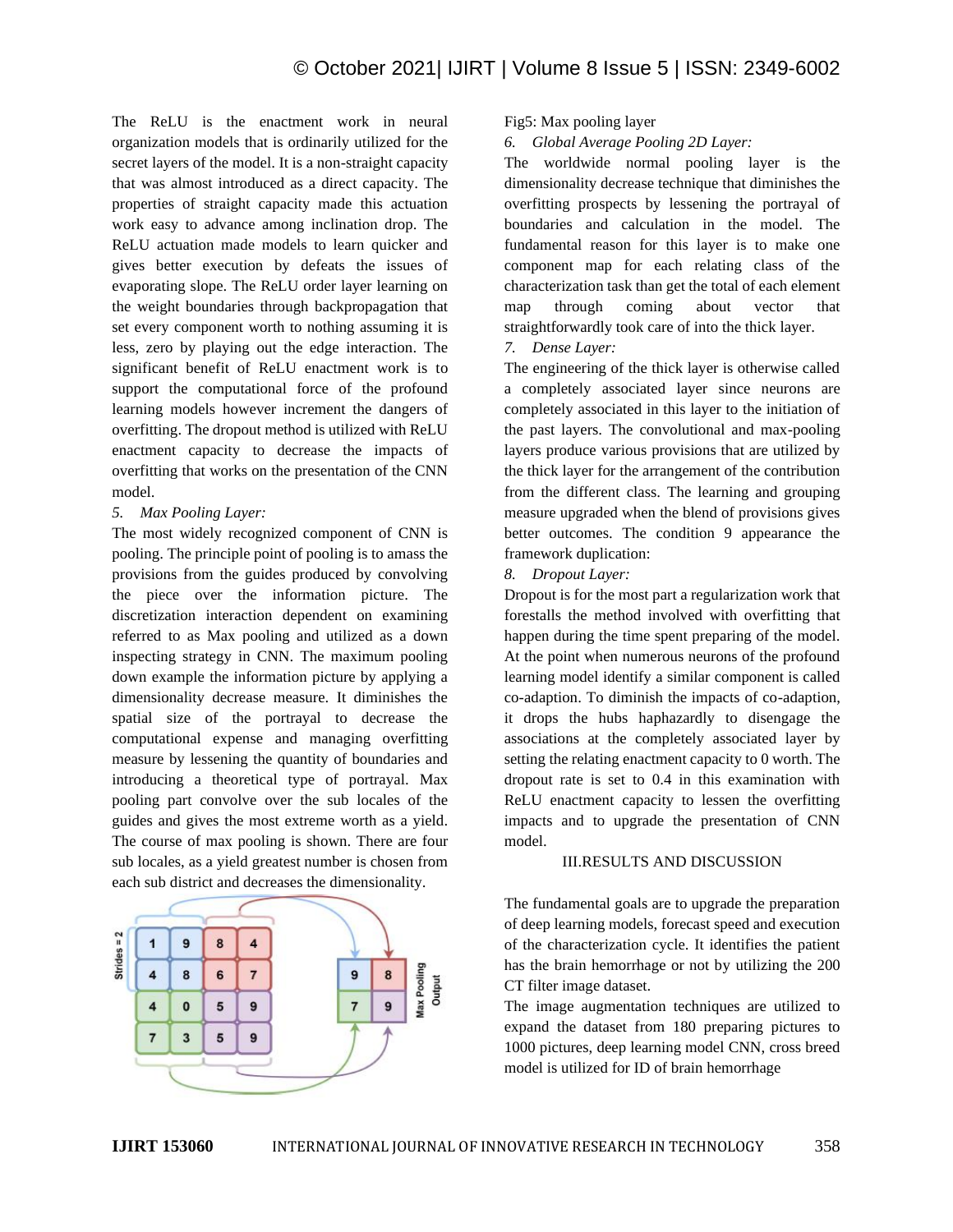The ReLU is the enactment work in neural organization models that is ordinarily utilized for the secret layers of the model. It is a non-straight capacity that was almost introduced as a direct capacity. The properties of straight capacity made this actuation work easy to advance among inclination drop. The ReLU actuation made models to learn quicker and gives better execution by defeats the issues of evaporating slope. The ReLU order layer learning on the weight boundaries through backpropagation that set every component worth to nothing assuming it is less, zero by playing out the edge interaction. The significant benefit of ReLU enactment work is to support the computational force of the profound learning models however increment the dangers of overfitting. The dropout method is utilized with ReLU enactment capacity to decrease the impacts of overfitting that works on the presentation of the CNN model.

*5. Max Pooling Layer:*

The most widely recognized component of CNN is pooling. The principle point of pooling is to amass the provisions from the guides produced by convolving the piece over the information picture. The discretization interaction dependent on examining referred to as Max pooling and utilized as a down inspecting strategy in CNN. The maximum pooling down example the information picture by applying a dimensionality decrease measure. It diminishes the spatial size of the portrayal to decrease the computational expense and managing overfitting measure by lessening the quantity of boundaries and introducing a theoretical type of portrayal. Max pooling part convolve over the sub locales of the guides and gives the most extreme worth as a yield. The course of max pooling is shown. There are four sub locales, as a yield greatest number is chosen from each sub district and decreases the dimensionality.

Fig5: Max pooling layer

*6. Global Average Pooling 2D Layer:*

The worldwide normal pooling layer is the dimensionality decrease technique that diminishes the overfitting prospects by lessening the portrayal of boundaries and calculation in the model. The fundamental reason for this layer is to make one component map for each relating class of the characterization task than get the total of each element map through coming about vector that straightforwardly took care of into the thick layer.

*7. Dense Layer:*

The engineering of the thick layer is otherwise called a completely associated layer since neurons are completely associated in this layer to the initiation of the past layers. The convolutional and max-pooling layers produce various provisions that are utilized by the thick layer for the arrangement of the contribution from the different class. The learning and grouping measure upgraded when the blend of provisions gives better outcomes. The condition 9 appearance the framework duplication:

*8. Dropout Layer:*

Dropout is for the most part a regularization work that forestalls the method involved with overfitting that happen during the time spent preparing of the model. At the point when numerous neurons of the profound learning model identify a similar component is called co-adaption. To diminish the impacts of co-adaption, it drops the hubs haphazardly to disengage the associations at the completely associated layer by setting the relating enactment capacity to 0 worth. The dropout rate is set to 0.4 in this examination with ReLU enactment capacity to lessen the overfitting impacts and to upgrade the presentation of CNN model.

## III.RESULTS AND DISCUSSION

The fundamental goals are to upgrade the preparation of deep learning models, forecast speed and execution of the characterization cycle. It identifies the patient has the brain hemorrhage or not by utilizing the 200 CT filter image dataset.

The image augmentation techniques are utilized to expand the dataset from 180 preparing pictures to 1000 pictures, deep learning model CNN, cross breed model is utilized for ID of brain hemorrhage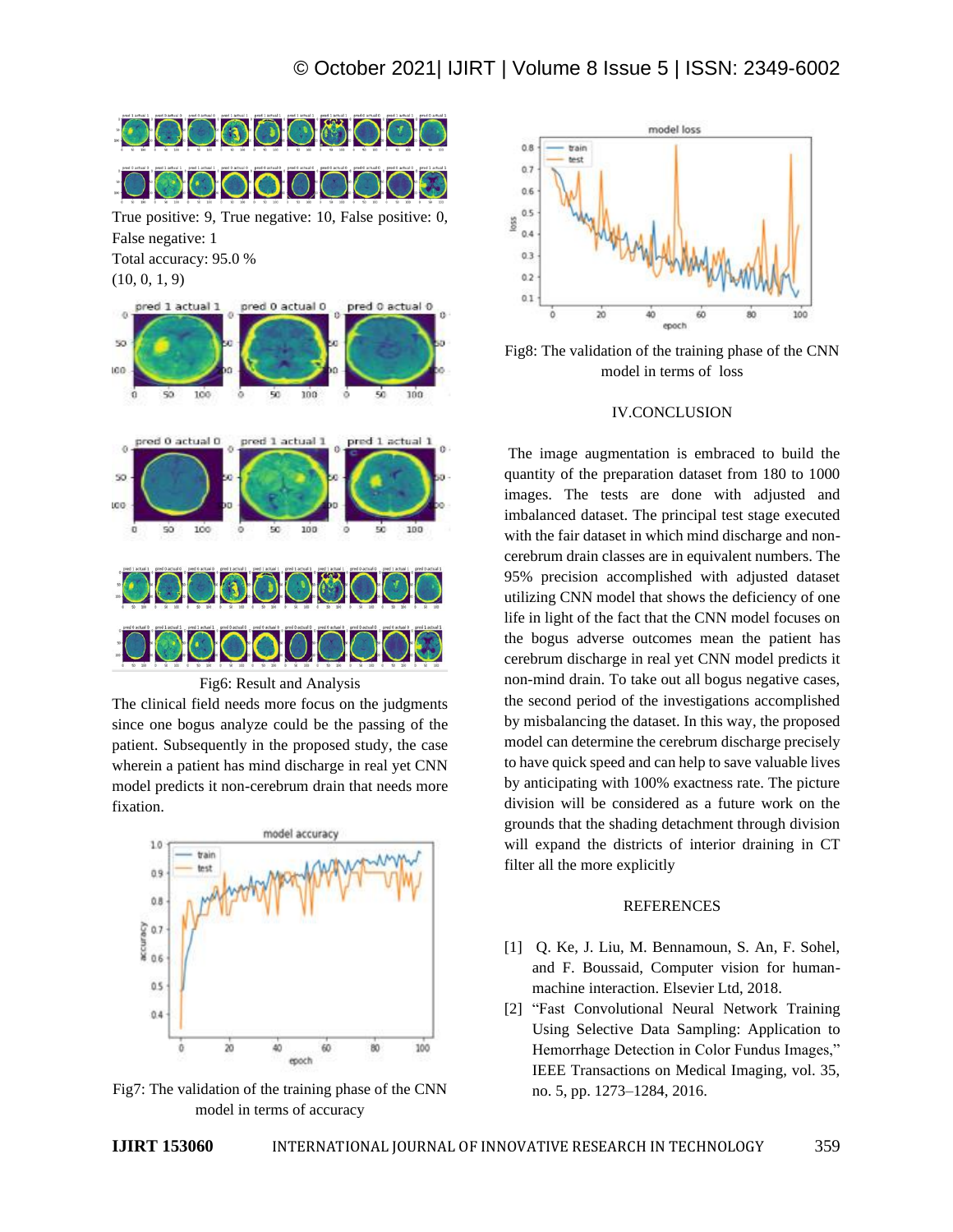True positive: 9, True negative: 10, False positive: 0, False negative: 1

Total accuracy: 95.0 %

(10, 0, 1, 9)

Fig6: Result and Analysis

The clinical field needs more focus on the judgments since one bogus analyze could be the passing of the patient. Subsequently in the proposed study, the case wherein a patient has mind discharge in real yet CNN model predicts it non-cerebrum drain that needs more fixation.

Fig7: The validation of the training phase of the CNN model in terms of accuracy

Fig8: The validation of the training phase of the CNN model in terms of loss

## IV.CONCLUSION

The image augmentation is embraced to build the quantity of the preparation dataset from 180 to 1000 images. The tests are done with adjusted and imbalanced dataset. The principal test stage executed with the fair dataset in which mind discharge and non-cerebrum drain classes are in equivalent numbers. The 95% precision accomplished with adjusted dataset utilizing CNN model that shows the deficiency of one life in light of the fact that the CNN model focuses on the bogus adverse outcomes mean the patient has cerebrum discharge in real yet CNN model predicts it non-mind drain. To take out all bogus negative cases, the second period of the investigations accomplished by misbalancing the dataset. In this way, the proposed model can determine the cerebrum discharge precisely to have quick speed and can help to save valuable lives by anticipating with 100% exactness rate. The picture division will be considered as a future work on the grounds that the shading detachment through division will expand the districts of interior draining in CT filter all the more explicitly

## REFERENCES

[1] Q. Ke, J. Liu, M. Bennamoun, S. An, F. Sohel, and F. Boussaid, Computer vision for human-machine interaction. Elsevier Ltd, 2018.

[2] "Fast Convolutional Neural Network Training Using Selective Data Sampling: Application to Hemorrhage Detection in Color Fundus Images," IEEE Transactions on Medical Imaging, vol. 35, no. 5, pp. 1273–1284, 2016.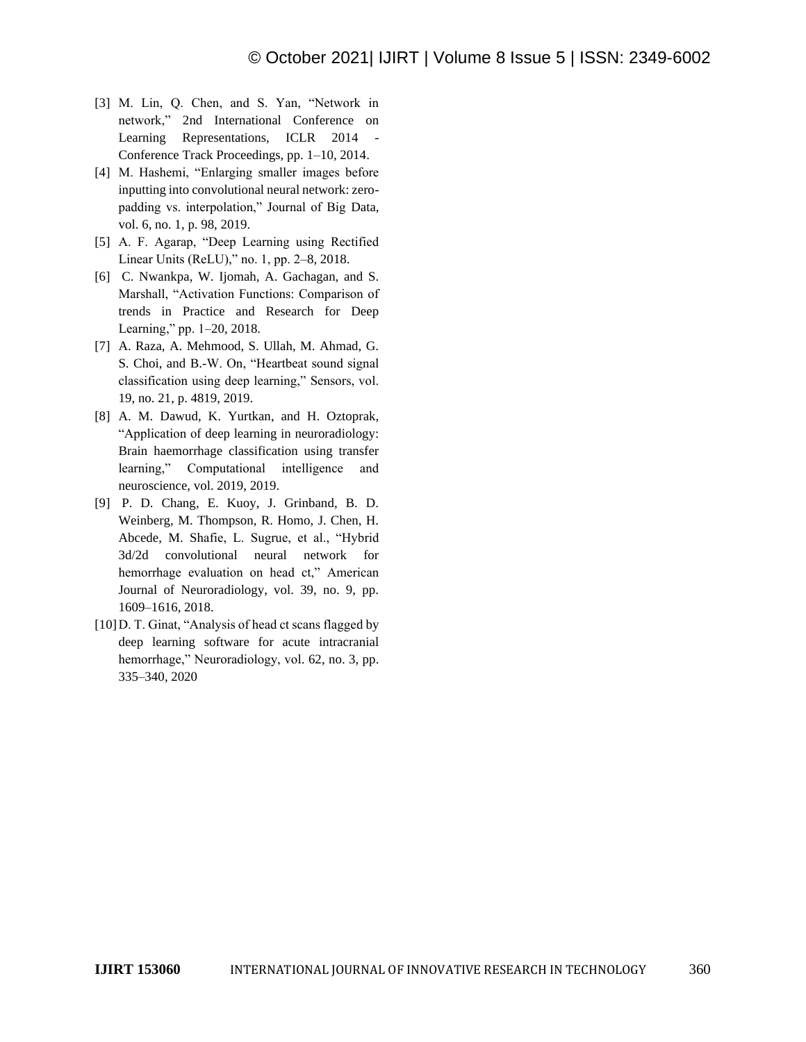[3] M. Lin, Q. Chen, and S. Yan, "Network in network," 2nd International Conference on Learning Representations, ICLR 2014 - Conference Track Proceedings, pp. 1–10, 2014.

[4] M. Hashemi, "Enlarging smaller images before inputting into convolutional neural network: zero-padding vs. interpolation," Journal of Big Data, vol. 6, no. 1, p. 98, 2019.

[5] A. F. Agarap, "Deep Learning using Rectified Linear Units (ReLU)," no. 1, pp. 2–8, 2018.

[6] C. Nwankpa, W. Ijomah, A. Gachagan, and S. Marshall, "Activation Functions: Comparison of trends in Practice and Research for Deep Learning," pp. 1–20, 2018.

[7] A. Raza, A. Mehmood, S. Ullah, M. Ahmad, G. S. Choi, and B.-W. On, "Heartbeat sound signal classification using deep learning," Sensors, vol. 19, no. 21, p. 4819, 2019.

[8] A. M. Dawud, K. Yurtkan, and H. Oztoprak, "Application of deep learning in neuroradiology: Brain haemorrhage classification using transfer learning," Computational intelligence and neuroscience, vol. 2019, 2019.

[9] P. D. Chang, E. Kuoy, J. Grinband, B. D. Weinberg, M. Thompson, R. Homo, J. Chen, H. Abcede, M. Shafie, L. Sugrue, et al., "Hybrid 3d/2d convolutional neural network for hemorrhage evaluation on head ct," American Journal of Neuroradiology, vol. 39, no. 9, pp. 1609–1616, 2018.

[10] D. T. Ginat, "Analysis of head ct scans flagged by deep learning software for acute intracranial hemorrhage," Neuroradiology, vol. 62, no. 3, pp. 335–340, 2020